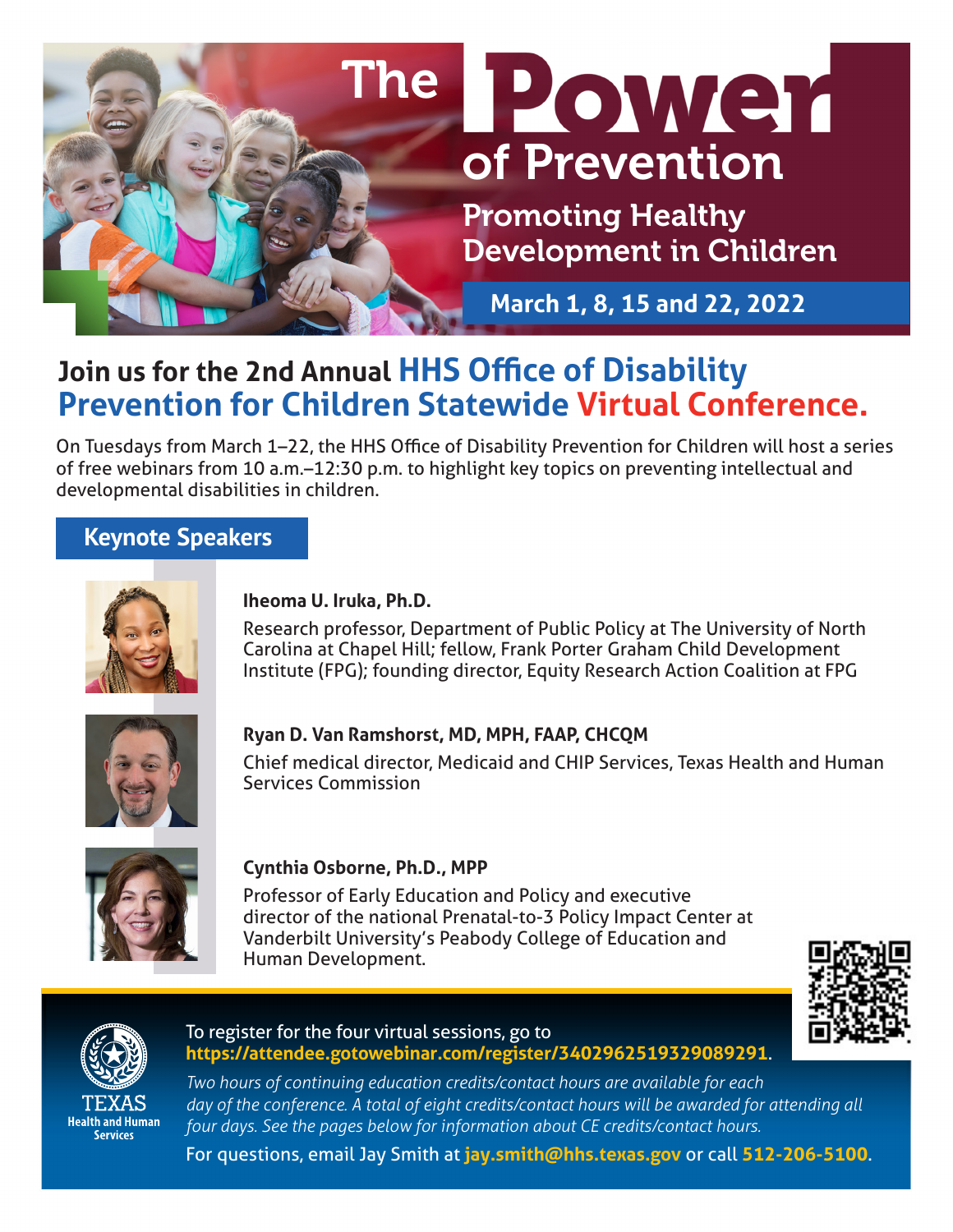# The Power of Prevention

## Promoting Healthy Development in Children

**March 1, 8, 15 and 22, 2022**

## Join us for the 2nd Annual HHS Office of Disability Prevention for Children Statewide Virtual Conference.

On Tuesdays from March 1–22, the HHS Office of Disability Prevention for Children will host a series of free webinars from 10 a.m.–12:30 p.m. to highlight key topics on preventing intellectual and developmental disabilities in children.

### Keynote Speakers

**Iheoma U. Iruka, Ph.D.**

Research professor, Department of Public Policy at The University of North Carolina at Chapel Hill; fellow, Frank Porter Graham Child Development Institute (FPG); founding director, Equity Research Action Coalition at FPG

**Ryan D. Van Ramshorst, MD, MPH, FAAP, CHCQM**

Chief medical director, Medicaid and CHIP Services, Texas Health and Human Services Commission

**Cynthia Osborne, Ph.D., MPP**

Professor of Early Education and Policy and executive director of the national Prenatal-to-3 Policy Impact Center at Vanderbilt University's Peabody College of Education and Human Development.

To register for the four virtual sessions, go to **https://attendee.gotowebinar.com/register/3402962519329089291**.

*Two hours of continuing education credits/contact hours are available for each day of the conference. A total of eight credits/contact hours will be awarded for attending all four days. See the pages below for information about CE credits/contact hours.*

For questions, email Jay Smith at **jay.smith@hhs.texas.gov** or call **512-206-5100**.

TEXAS Health and Human Services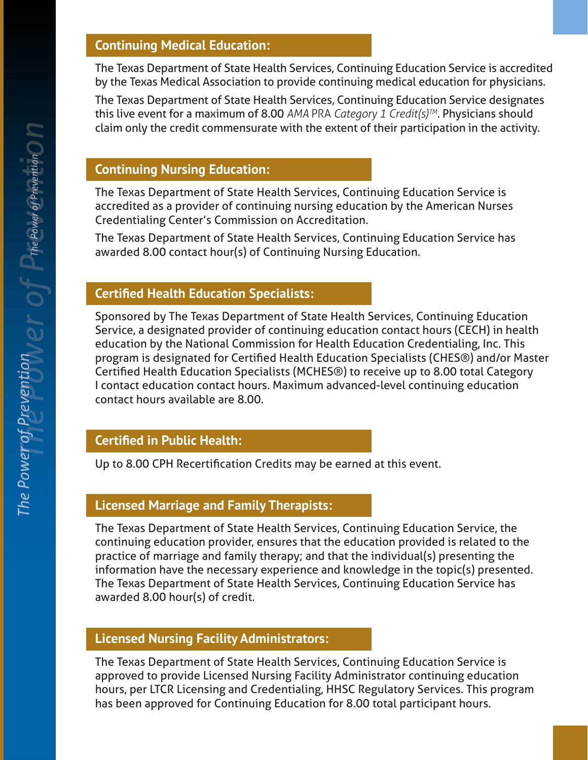## Continuing Medical Education:

The Texas Department of State Health Services, Continuing Education Service is accredited by the Texas Medical Association to provide continuing medical education for physicians.

The Texas Department of State Health Services, Continuing Education Service designates this live event for a maximum of 8.00 *AMA PRA Category 1 Credit(s)™*. Physicians should claim only the credit commensurate with the extent of their participation in the activity.

## Continuing Nursing Education:

The Texas Department of State Health Services, Continuing Education Service is accredited as a provider of continuing nursing education by the American Nurses Credentialing Center's Commission on Accreditation.

The Texas Department of State Health Services, Continuing Education Service has awarded 8.00 contact hour(s) of Continuing Nursing Education.

## Certified Health Education Specialists:

Sponsored by The Texas Department of State Health Services, Continuing Education Service, a designated provider of continuing education contact hours (CECH) in health education by the National Commission for Health Education Credentialing, Inc. This program is designated for Certified Health Education Specialists (CHES®) and/or Master Certified Health Education Specialists (MCHES®) to receive up to 8.00 total Category I contact education contact hours. Maximum advanced-level continuing education contact hours available are 8.00.

## Certified in Public Health:

Up to 8.00 CPH Recertification Credits may be earned at this event.

## Licensed Marriage and Family Therapists:

The Texas Department of State Health Services, Continuing Education Service, the continuing education provider, ensures that the education provided is related to the practice of marriage and family therapy; and that the individual(s) presenting the information have the necessary experience and knowledge in the topic(s) presented. The Texas Department of State Health Services, Continuing Education Service has awarded 8.00 hour(s) of credit.

## Licensed Nursing Facility Administrators:

The Texas Department of State Health Services, Continuing Education Service is approved to provide Licensed Nursing Facility Administrator continuing education hours, per LTCR Licensing and Credentialing, HHSC Regulatory Services. This program has been approved for Continuing Education for 8.00 total participant hours.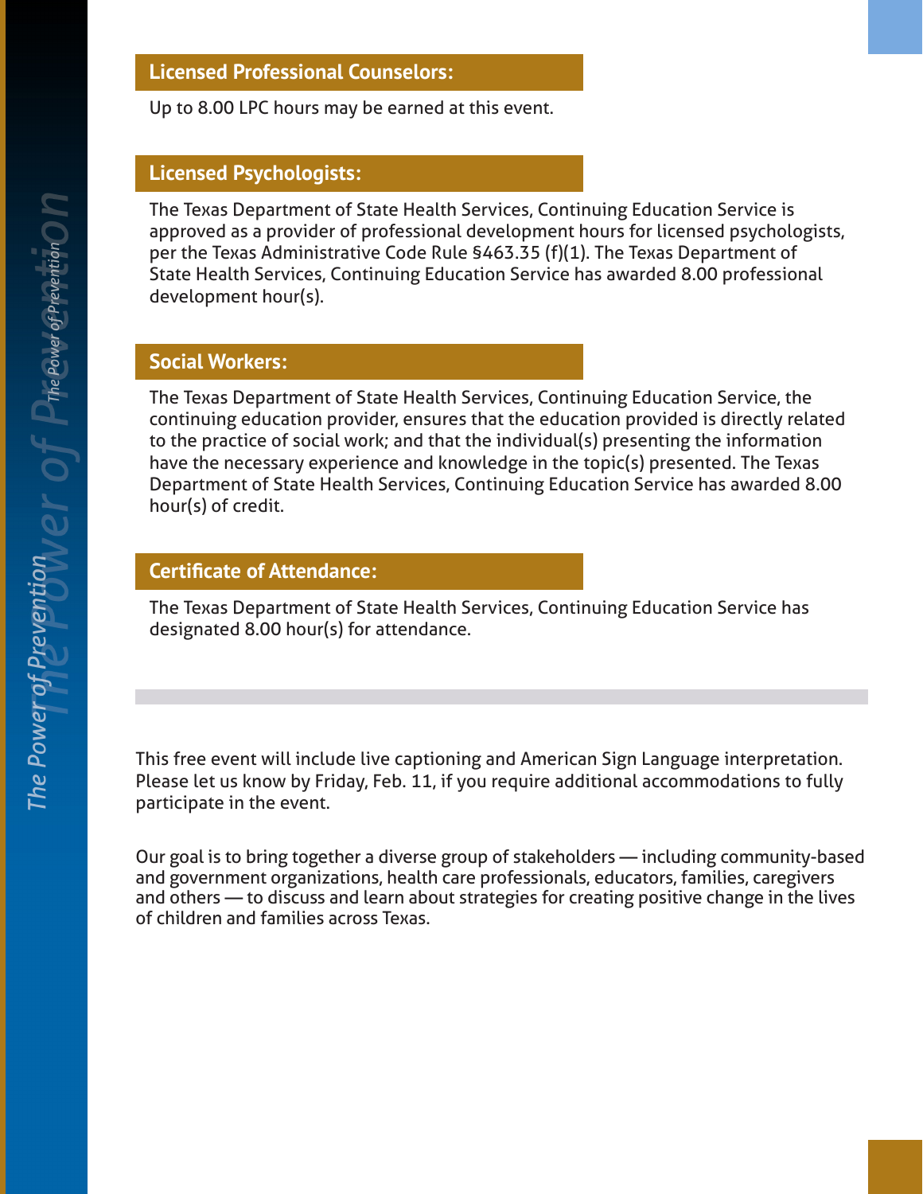## Licensed Professional Counselors:

Up to 8.00 LPC hours may be earned at this event.

## Licensed Psychologists:

The Texas Department of State Health Services, Continuing Education Service is approved as a provider of professional development hours for licensed psychologists, per the Texas Administrative Code Rule §463.35 (f)(1). The Texas Department of State Health Services, Continuing Education Service has awarded 8.00 professional development hour(s).

## Social Workers:

The Texas Department of State Health Services, Continuing Education Service, the continuing education provider, ensures that the education provided is directly related to the practice of social work; and that the individual(s) presenting the information have the necessary experience and knowledge in the topic(s) presented. The Texas Department of State Health Services, Continuing Education Service has awarded 8.00 hour(s) of credit.

## Certificate of Attendance:

The Texas Department of State Health Services, Continuing Education Service has designated 8.00 hour(s) for attendance.

---

This free event will include live captioning and American Sign Language interpretation. Please let us know by Friday, Feb. 11, if you require additional accommodations to fully participate in the event.

Our goal is to bring together a diverse group of stakeholders — including community-based and government organizations, health care professionals, educators, families, caregivers and others — to discuss and learn about strategies for creating positive change in the lives of children and families across Texas.